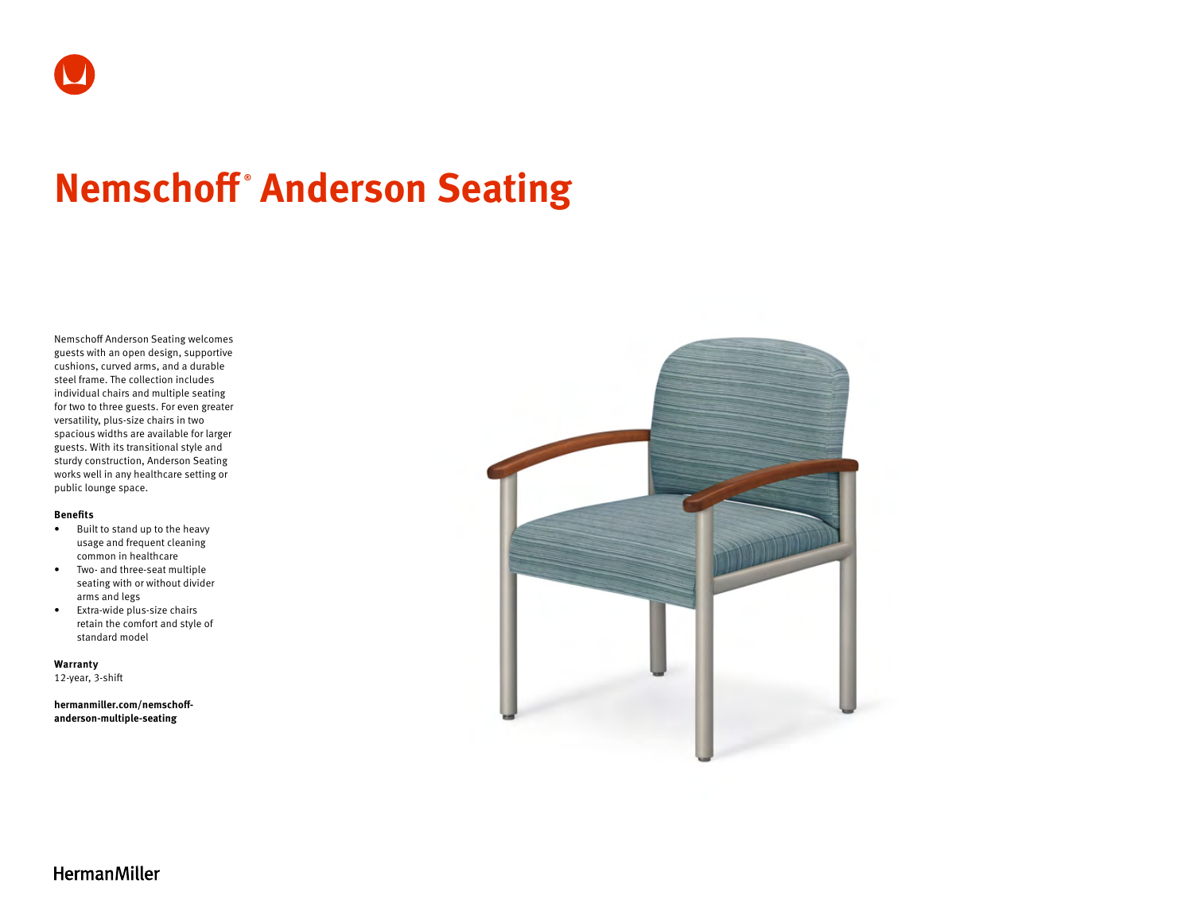# Nemschoff® Anderson Seating

Nemschoff Anderson Seating welcomes guests with an open design, supportive cushions, curved arms, and a durable steel frame. The collection includes individual chairs and multiple seating for two to three guests. For even greater versatility, plus-size chairs in two spacious widths are available for larger guests. With its transitional style and sturdy construction, Anderson Seating works well in any healthcare setting or public lounge space.

**Benefits**

- Built to stand up to the heavy usage and frequent cleaning common in healthcare
- Two- and three-seat multiple seating with or without divider arms and legs
- Extra-wide plus-size chairs retain the comfort and style of standard model

**Warranty**
12-year, 3-shift

**hermanmiller.com/nemschoff-anderson-multiple-seating**

HermanMiller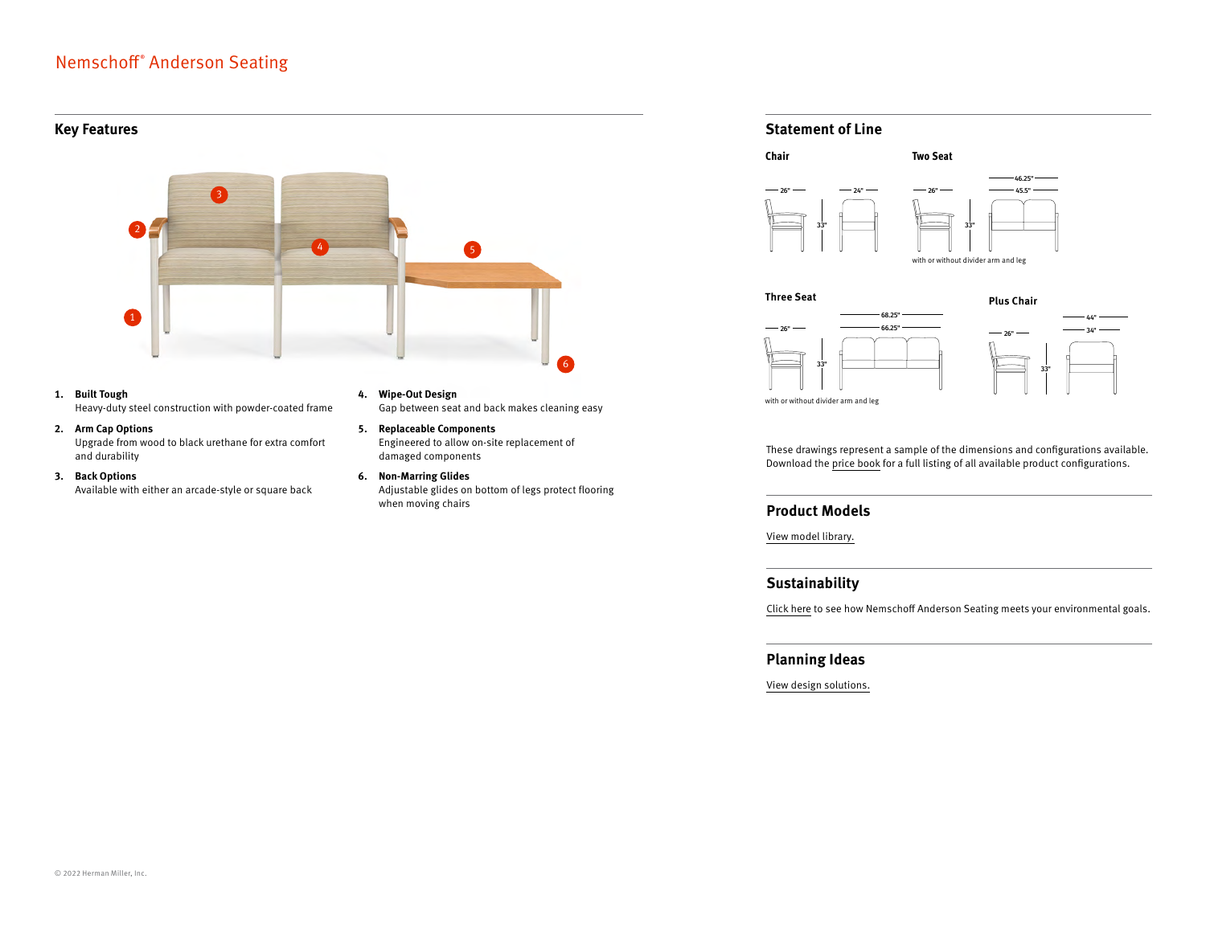Nemschoff® Anderson Seating

## Key Features

1. **Built Tough**
   Heavy-duty steel construction with powder-coated frame
2. **Arm Cap Options**
   Upgrade from wood to black urethane for extra comfort and durability
3. **Back Options**
   Available with either an arcade-style or square back
4. **Wipe-Out Design**
   Gap between seat and back makes cleaning easy
5. **Replaceable Components**
   Engineered to allow on-site replacement of damaged components
6. **Non-Marring Glides**
   Adjustable glides on bottom of legs protect flooring when moving chairs

## Statement of Line

**Chair**

26"
24"
33"

**Two Seat**

26"
46.25"
45.5"
33"

with or without divider arm and leg

**Three Seat**

26"
68.25"
66.25"
33"

with or without divider arm and leg

**Plus Chair**

26"
44"
34"
33"

These drawings represent a sample of the dimensions and configurations available. Download the price book for a full listing of all available product configurations.

## Product Models

View model library.

## Sustainability

Click here to see how Nemschoff Anderson Seating meets your environmental goals.

## Planning Ideas

View design solutions.

© 2022 Herman Miller, Inc.